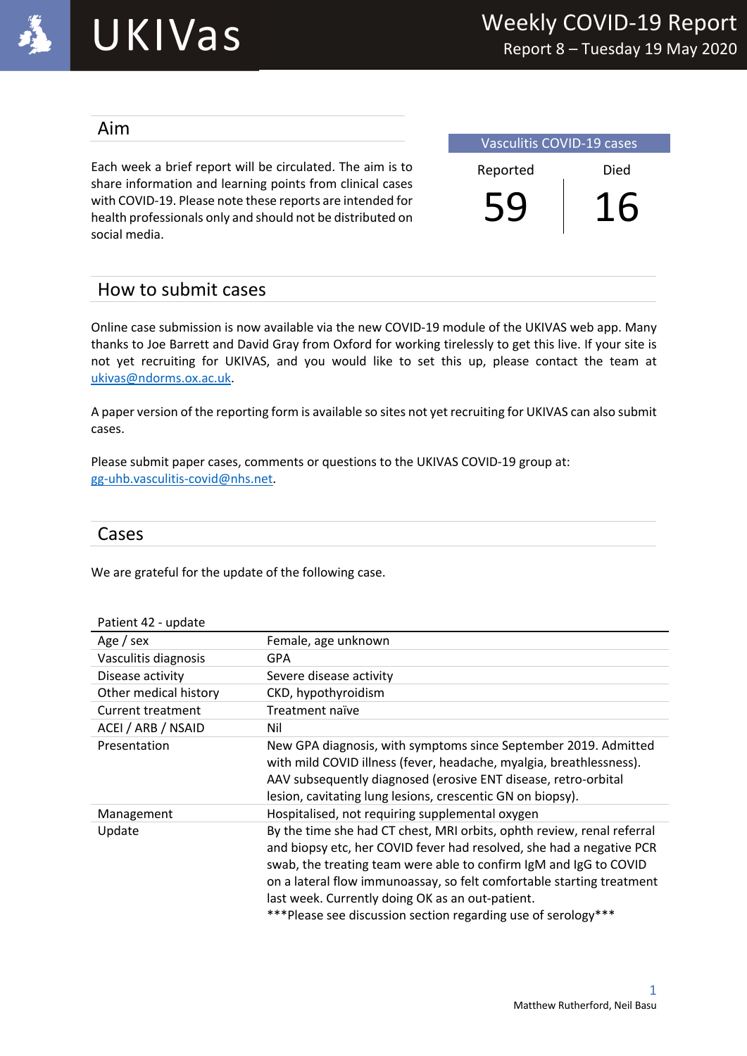# UKIVas

## Weekly COVID-19 Report

Report 8 – Tuesday 19 May 2020

## Aim

Each week a brief report will be circulated. The aim is to share information and learning points from clinical cases with COVID-19. Please note these reports are intended for health professionals only and should not be distributed on social media.

| Vasculitis COVID-19 cases | |
|---|---|
| Reported | Died |
| 59 | 16 |

## How to submit cases

Online case submission is now available via the new COVID-19 module of the UKIVAS web app. Many thanks to Joe Barrett and David Gray from Oxford for working tirelessly to get this live. If your site is not yet recruiting for UKIVAS, and you would like to set this up, please contact the team at ukivas@ndorms.ox.ac.uk.

A paper version of the reporting form is available so sites not yet recruiting for UKIVAS can also submit cases.

Please submit paper cases, comments or questions to the UKIVAS COVID-19 group at: gg-uhb.vasculitis-covid@nhs.net.

## Cases

We are grateful for the update of the following case.

| Patient 42 - update | |
|---|---|
| Age / sex | Female, age unknown |
| Vasculitis diagnosis | GPA |
| Disease activity | Severe disease activity |
| Other medical history | CKD, hypothyroidism |
| Current treatment | Treatment naïve |
| ACEI / ARB / NSAID | Nil |
| Presentation | New GPA diagnosis, with symptoms since September 2019. Admitted with mild COVID illness (fever, headache, myalgia, breathlessness). AAV subsequently diagnosed (erosive ENT disease, retro-orbital lesion, cavitating lung lesions, crescentic GN on biopsy). |
| Management | Hospitalised, not requiring supplemental oxygen |
| Update | By the time she had CT chest, MRI orbits, ophth review, renal referral and biopsy etc, her COVID fever had resolved, she had a negative PCR swab, the treating team were able to confirm IgM and IgG to COVID on a lateral flow immunoassay, so felt comfortable starting treatment last week. Currently doing OK as an out-patient. ***Please see discussion section regarding use of serology*** |

Matthew Rutherford, Neil Basu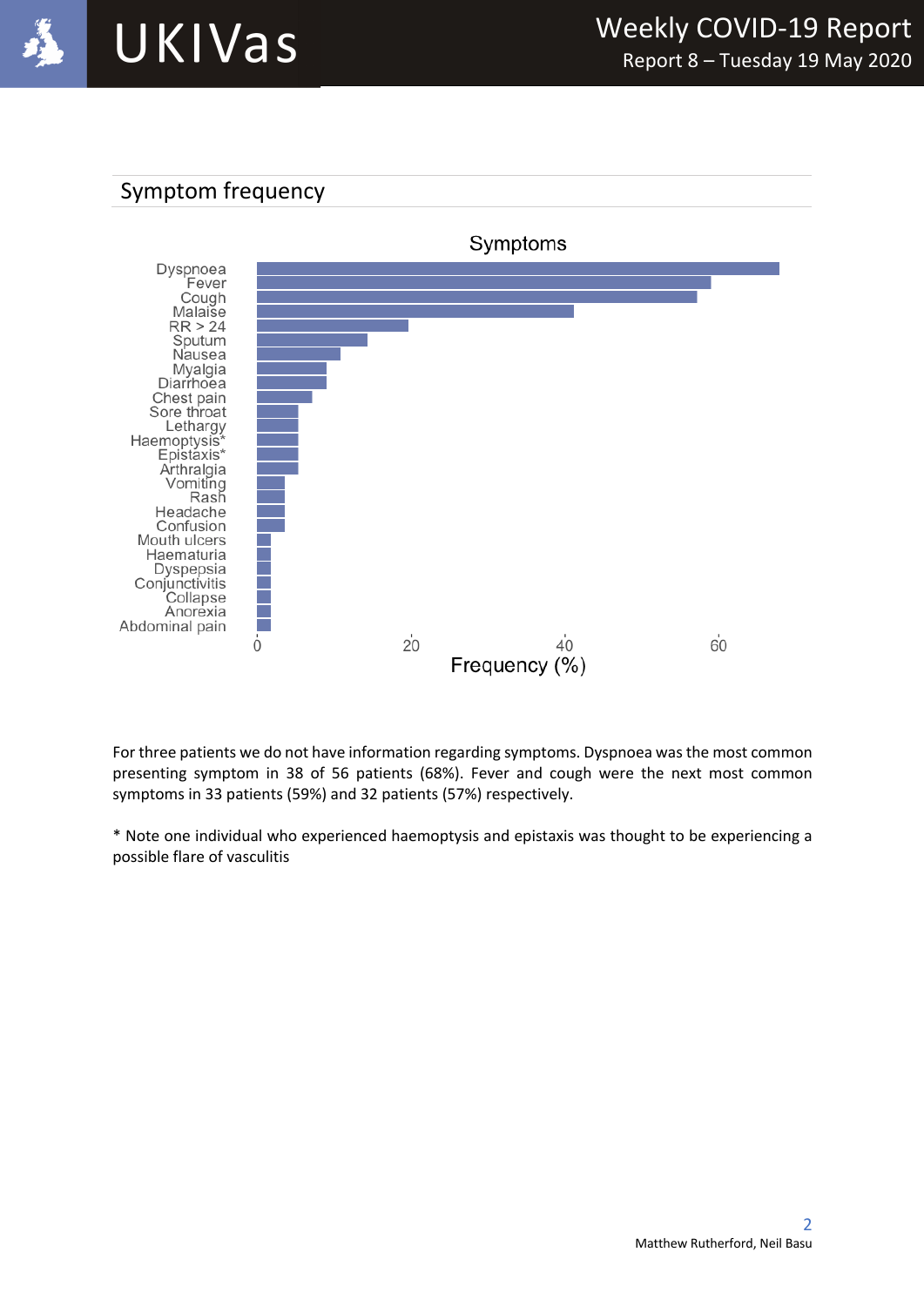## Symptom frequency

For three patients we do not have information regarding symptoms. Dyspnoea was the most common presenting symptom in 38 of 56 patients (68%). Fever and cough were the next most common symptoms in 33 patients (59%) and 32 patients (57%) respectively.

* Note one individual who experienced haemoptysis and epistaxis was thought to be experiencing a possible flare of vasculitis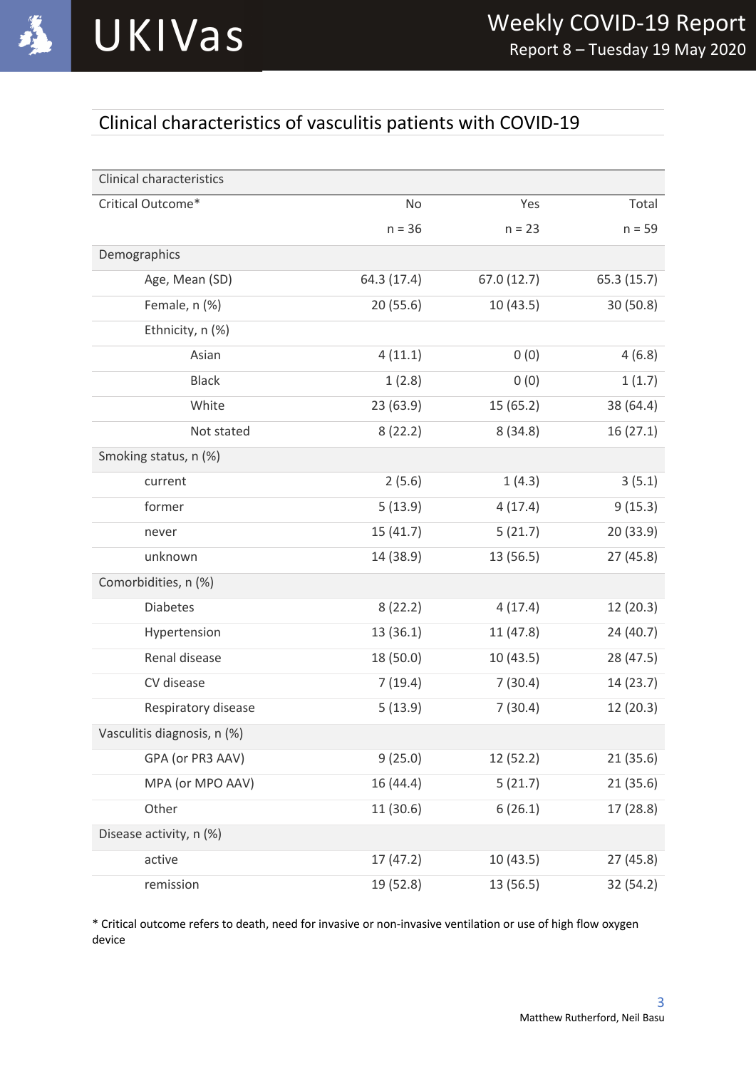## Clinical characteristics of vasculitis patients with COVID-19

| Clinical characteristics | | | |
|---|---|---|---|
| Critical Outcome* | No | Yes | Total |
| | n = 36 | n = 23 | n = 59 |
| **Demographics** | | | |
| Age, Mean (SD) | 64.3 (17.4) | 67.0 (12.7) | 65.3 (15.7) |
| Female, n (%) | 20 (55.6) | 10 (43.5) | 30 (50.8) |
| Ethnicity, n (%) | | | |
| Asian | 4 (11.1) | 0 (0) | 4 (6.8) |
| Black | 1 (2.8) | 0 (0) | 1 (1.7) |
| White | 23 (63.9) | 15 (65.2) | 38 (64.4) |
| Not stated | 8 (22.2) | 8 (34.8) | 16 (27.1) |
| **Smoking status, n (%)** | | | |
| current | 2 (5.6) | 1 (4.3) | 3 (5.1) |
| former | 5 (13.9) | 4 (17.4) | 9 (15.3) |
| never | 15 (41.7) | 5 (21.7) | 20 (33.9) |
| unknown | 14 (38.9) | 13 (56.5) | 27 (45.8) |
| **Comorbidities, n (%)** | | | |
| Diabetes | 8 (22.2) | 4 (17.4) | 12 (20.3) |
| Hypertension | 13 (36.1) | 11 (47.8) | 24 (40.7) |
| Renal disease | 18 (50.0) | 10 (43.5) | 28 (47.5) |
| CV disease | 7 (19.4) | 7 (30.4) | 14 (23.7) |
| Respiratory disease | 5 (13.9) | 7 (30.4) | 12 (20.3) |
| **Vasculitis diagnosis, n (%)** | | | |
| GPA (or PR3 AAV) | 9 (25.0) | 12 (52.2) | 21 (35.6) |
| MPA (or MPO AAV) | 16 (44.4) | 5 (21.7) | 21 (35.6) |
| Other | 11 (30.6) | 6 (26.1) | 17 (28.8) |
| **Disease activity, n (%)** | | | |
| active | 17 (47.2) | 10 (43.5) | 27 (45.8) |
| remission | 19 (52.8) | 13 (56.5) | 32 (54.2) |

\* Critical outcome refers to death, need for invasive or non-invasive ventilation or use of high flow oxygen device

Matthew Rutherford, Neil Basu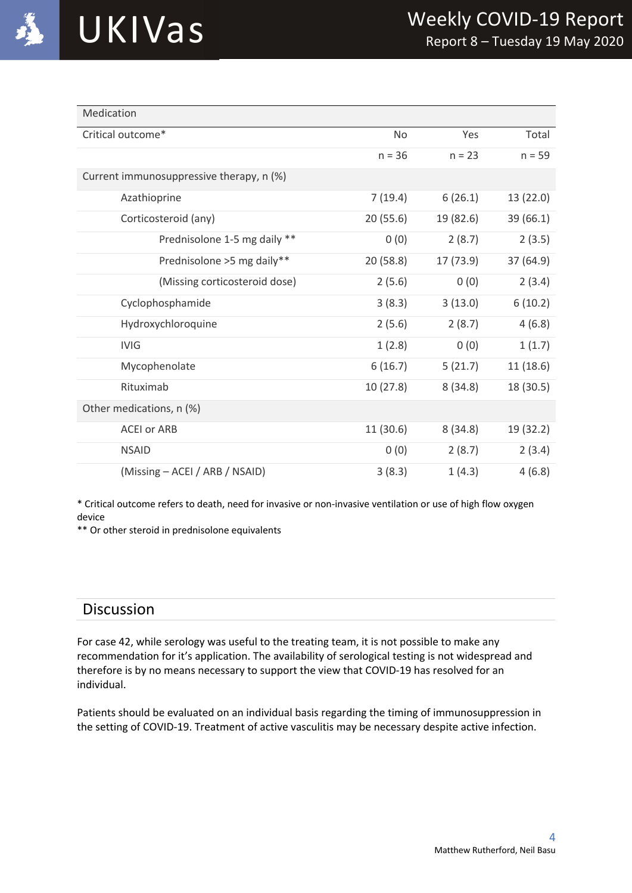| Medication | | | |
|---|---|---|---|
| Critical outcome* | No | Yes | Total |
| | n = 36 | n = 23 | n = 59 |
| Current immunosuppressive therapy, n (%) | | | |
| Azathioprine | 7 (19.4) | 6 (26.1) | 13 (22.0) |
| Corticosteroid (any) | 20 (55.6) | 19 (82.6) | 39 (66.1) |
| Prednisolone 1-5 mg daily ** | 0 (0) | 2 (8.7) | 2 (3.5) |
| Prednisolone >5 mg daily** | 20 (58.8) | 17 (73.9) | 37 (64.9) |
| (Missing corticosteroid dose) | 2 (5.6) | 0 (0) | 2 (3.4) |
| Cyclophosphamide | 3 (8.3) | 3 (13.0) | 6 (10.2) |
| Hydroxychloroquine | 2 (5.6) | 2 (8.7) | 4 (6.8) |
| IVIG | 1 (2.8) | 0 (0) | 1 (1.7) |
| Mycophenolate | 6 (16.7) | 5 (21.7) | 11 (18.6) |
| Rituximab | 10 (27.8) | 8 (34.8) | 18 (30.5) |
| Other medications, n (%) | | | |
| ACEI or ARB | 11 (30.6) | 8 (34.8) | 19 (32.2) |
| NSAID | 0 (0) | 2 (8.7) | 2 (3.4) |
| (Missing – ACEI / ARB / NSAID) | 3 (8.3) | 1 (4.3) | 4 (6.8) |

* Critical outcome refers to death, need for invasive or non-invasive ventilation or use of high flow oxygen device
** Or other steroid in prednisolone equivalents

## Discussion

For case 42, while serology was useful to the treating team, it is not possible to make any recommendation for it's application. The availability of serological testing is not widespread and therefore is by no means necessary to support the view that COVID-19 has resolved for an individual.

Patients should be evaluated on an individual basis regarding the timing of immunosuppression in the setting of COVID-19. Treatment of active vasculitis may be necessary despite active infection.

Matthew Rutherford, Neil Basu